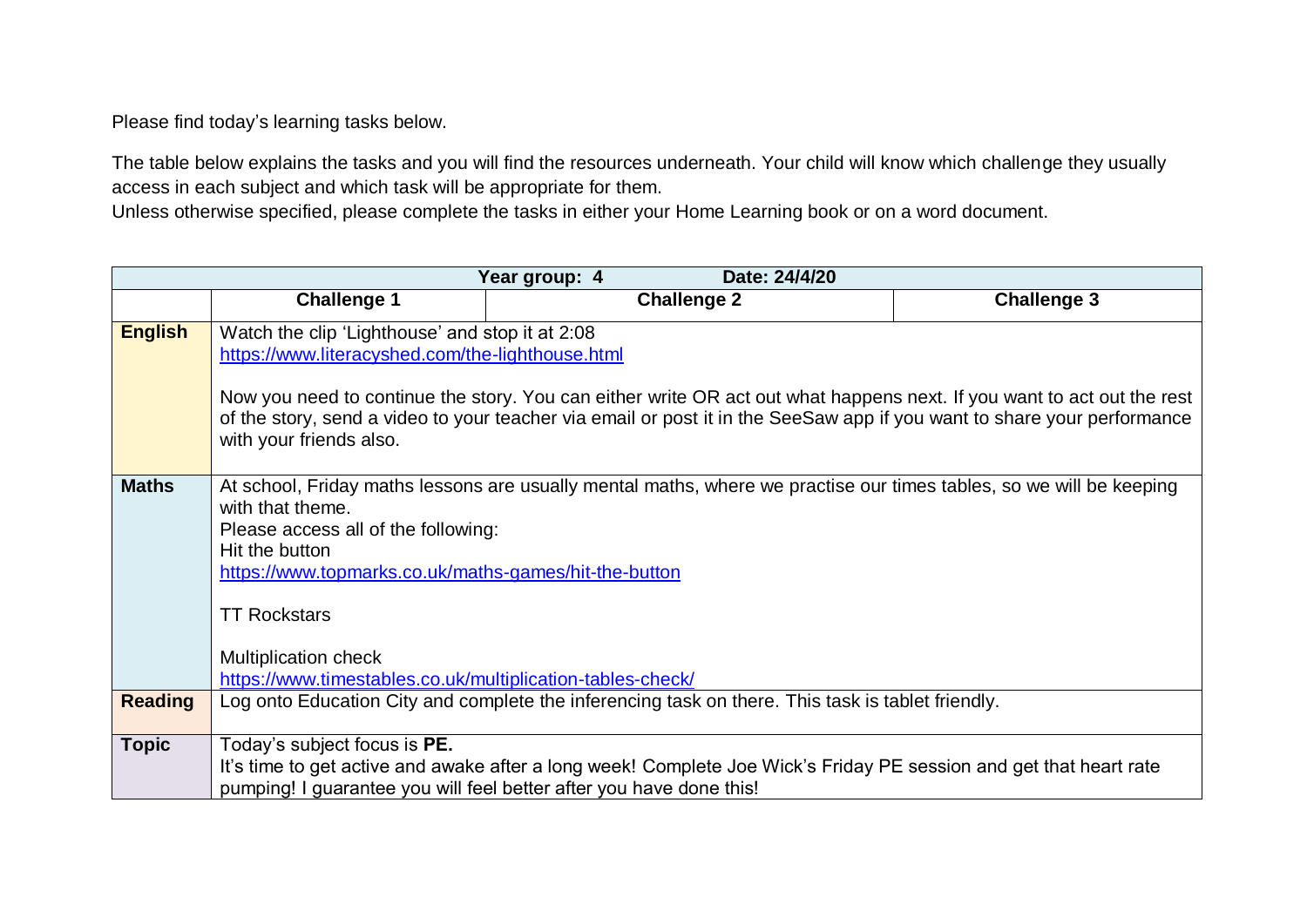Please find today's learning tasks below.

The table below explains the tasks and you will find the resources underneath. Your child will know which challenge they usually access in each subject and which task will be appropriate for them.
Unless otherwise specified, please complete the tasks in either your Home Learning book or on a word document.

| Year group: 4 Date: 24/4/20 | | | |
|---|---|---|---|
| | **Challenge 1** | **Challenge 2** | **Challenge 3** |
| **English** | Watch the clip 'Lighthouse' and stop it at 2:08<br>https://www.literacyshed.com/the-lighthouse.html<br><br>Now you need to continue the story. You can either write OR act out what happens next. If you want to act out the rest of the story, send a video to your teacher via email or post it in the SeeSaw app if you want to share your performance with your friends also. | | |
| **Maths** | At school, Friday maths lessons are usually mental maths, where we practise our times tables, so we will be keeping with that theme.<br>Please access all of the following:<br>Hit the button<br>https://www.topmarks.co.uk/maths-games/hit-the-button<br><br>TT Rockstars<br><br>Multiplication check<br>https://www.timestables.co.uk/multiplication-tables-check/ | | |
| **Reading** | Log onto Education City and complete the inferencing task on there. This task is tablet friendly. | | |
| **Topic** | Today's subject focus is **PE.**<br>It's time to get active and awake after a long week! Complete Joe Wick's Friday PE session and get that heart rate pumping! I guarantee you will feel better after you have done this! | | |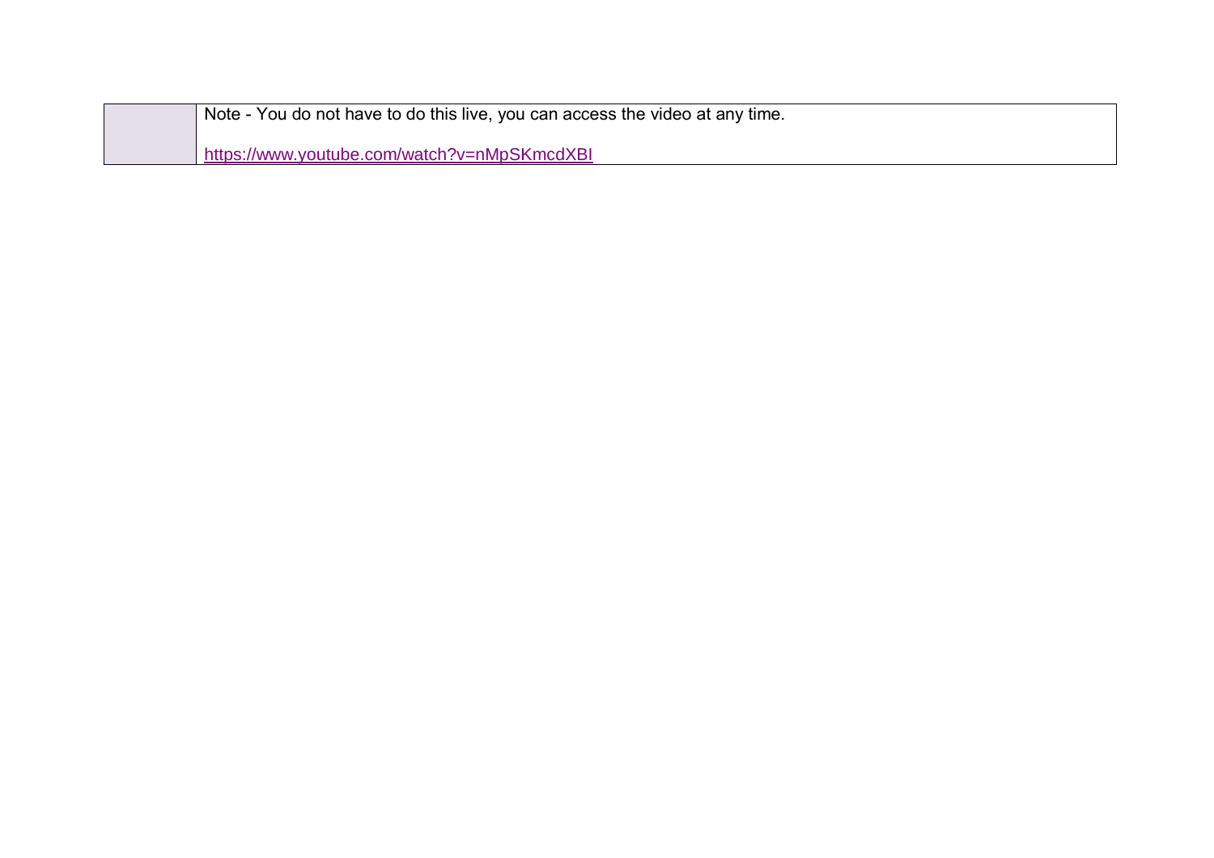| | |
|---|---|
| | Note - You do not have to do this live, you can access the video at any time.<br><br>https://www.youtube.com/watch?v=nMpSKmcdXBI |